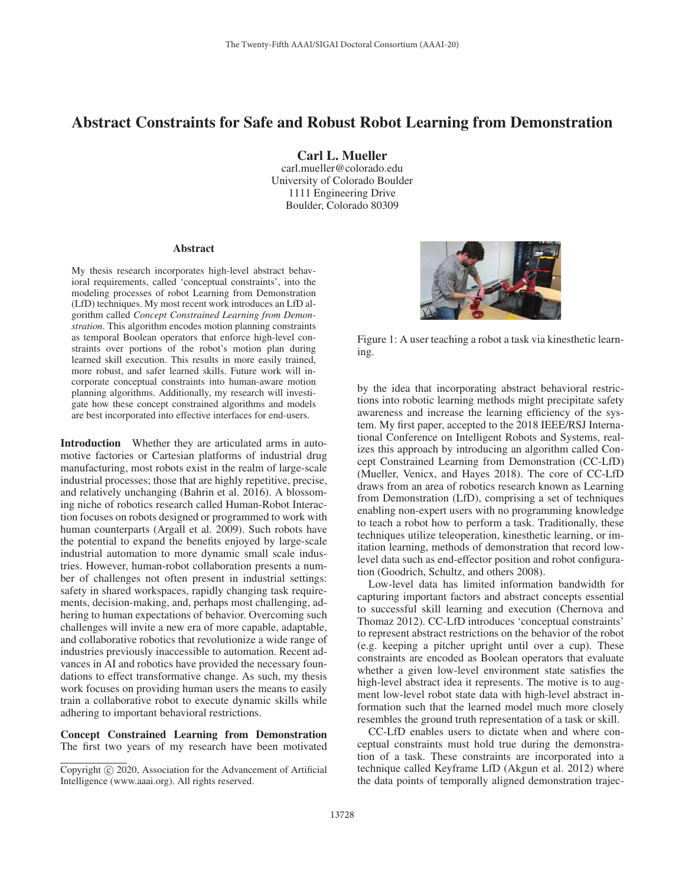# Abstract Constraints for Safe and Robust Robot Learning from Demonstration

**Carl L. Mueller**
carl.mueller@colorado.edu
University of Colorado Boulder
1111 Engineering Drive
Boulder, Colorado 80309

## Abstract

My thesis research incorporates high-level abstract behavioral requirements, called 'conceptual constraints', into the modeling processes of robot Learning from Demonstration (LfD) techniques. My most recent work introduces an LfD algorithm called *Concept Constrained Learning from Demonstration*. This algorithm encodes motion planning constraints as temporal Boolean operators that enforce high-level constraints over portions of the robot's motion plan during learned skill execution. This results in more easily trained, more robust, and safer learned skills. Future work will incorporate conceptual constraints into human-aware motion planning algorithms. Additionally, my research will investigate how these concept constrained algorithms and models are best incorporated into effective interfaces for end-users.

**Introduction** Whether they are articulated arms in automotive factories or Cartesian platforms of industrial drug manufacturing, most robots exist in the realm of large-scale industrial processes; those that are highly repetitive, precise, and relatively unchanging (Bahrin et al. 2016). A blossoming niche of robotics research called Human-Robot Interaction focuses on robots designed or programmed to work with human counterparts (Argall et al. 2009). Such robots have the potential to expand the benefits enjoyed by large-scale industrial automation to more dynamic small scale industries. However, human-robot collaboration presents a number of challenges not often present in industrial settings: safety in shared workspaces, rapidly changing task requirements, decision-making, and, perhaps most challenging, adhering to human expectations of behavior. Overcoming such challenges will invite a new era of more capable, adaptable, and collaborative robotics that revolutionize a wide range of industries previously inaccessible to automation. Recent advances in AI and robotics have provided the necessary foundations to effect transformative change. As such, my thesis work focuses on providing human users the means to easily train a collaborative robot to execute dynamic skills while adhering to important behavioral restrictions.

**Concept Constrained Learning from Demonstration** The first two years of my research have been motivated by the idea that incorporating abstract behavioral restrictions into robotic learning methods might precipitate safety awareness and increase the learning efficiency of the system. My first paper, accepted to the 2018 IEEE/RSJ International Conference on Intelligent Robots and Systems, realizes this approach by introducing an algorithm called Concept Constrained Learning from Demonstration (CC-LfD) (Mueller, Venicx, and Hayes 2018). The core of CC-LfD draws from an area of robotics research known as Learning from Demonstration (LfD), comprising a set of techniques enabling non-expert users with no programming knowledge to teach a robot how to perform a task. Traditionally, these techniques utilize teleoperation, kinesthetic learning, or imitation learning, methods of demonstration that record low-level data such as end-effector position and robot configuration (Goodrich, Schultz, and others 2008).

Figure 1: A user teaching a robot a task via kinesthetic learning.

Low-level data has limited information bandwidth for capturing important factors and abstract concepts essential to successful skill learning and execution (Chernova and Thomaz 2012). CC-LfD introduces 'conceptual constraints' to represent abstract restrictions on the behavior of the robot (e.g. keeping a pitcher upright until over a cup). These constraints are encoded as Boolean operators that evaluate whether a given low-level environment state satisfies the high-level abstract idea it represents. The motive is to augment low-level robot state data with high-level abstract information such that the learned model much more closely resembles the ground truth representation of a task or skill.

CC-LfD enables users to dictate when and where conceptual constraints must hold true during the demonstration of a task. These constraints are incorporated into a technique called Keyframe LfD (Akgun et al. 2012) where the data points of temporally aligned demonstration trajec-

Copyright © 2020, Association for the Advancement of Artificial Intelligence (www.aaai.org). All rights reserved.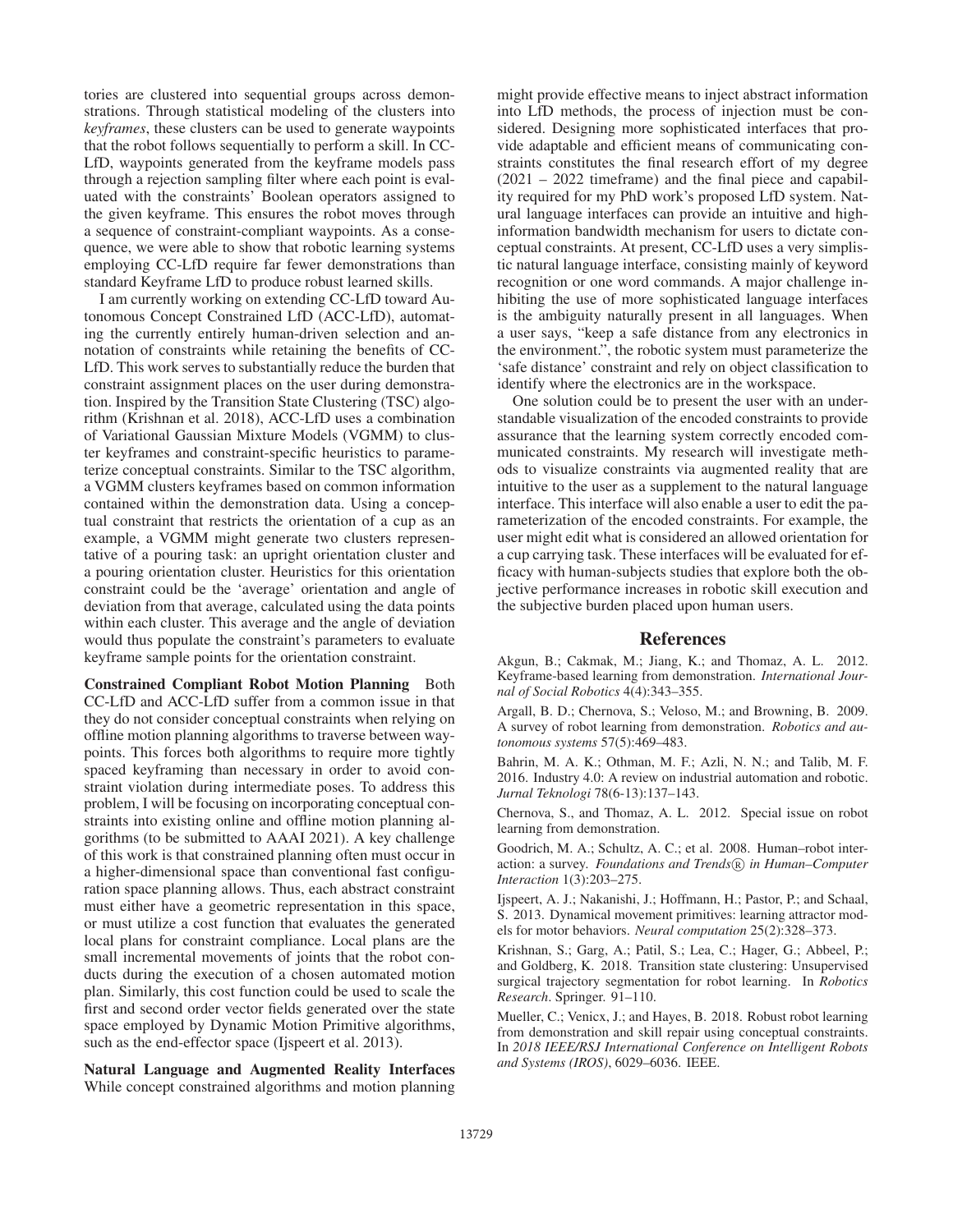tories are clustered into sequential groups across demonstrations. Through statistical modeling of the clusters into *keyframes*, these clusters can be used to generate waypoints that the robot follows sequentially to perform a skill. In CC-LfD, waypoints generated from the keyframe models pass through a rejection sampling filter where each point is evaluated with the constraints' Boolean operators assigned to the given keyframe. This ensures the robot moves through a sequence of constraint-compliant waypoints. As a consequence, we were able to show that robotic learning systems employing CC-LfD require far fewer demonstrations than standard Keyframe LfD to produce robust learned skills.

I am currently working on extending CC-LfD toward Autonomous Concept Constrained LfD (ACC-LfD), automating the currently entirely human-driven selection and annotation of constraints while retaining the benefits of CC-LfD. This work serves to substantially reduce the burden that constraint assignment places on the user during demonstration. Inspired by the Transition State Clustering (TSC) algorithm (Krishnan et al. 2018), ACC-LfD uses a combination of Variational Gaussian Mixture Models (VGMM) to cluster keyframes and constraint-specific heuristics to parameterize conceptual constraints. Similar to the TSC algorithm, a VGMM clusters keyframes based on common information contained within the demonstration data. Using a conceptual constraint that restricts the orientation of a cup as an example, a VGMM might generate two clusters representative of a pouring task: an upright orientation cluster and a pouring orientation cluster. Heuristics for this orientation constraint could be the 'average' orientation and angle of deviation from that average, calculated using the data points within each cluster. This average and the angle of deviation would thus populate the constraint's parameters to evaluate keyframe sample points for the orientation constraint.

**Constrained Compliant Robot Motion Planning** Both CC-LfD and ACC-LfD suffer from a common issue in that they do not consider conceptual constraints when relying on offline motion planning algorithms to traverse between waypoints. This forces both algorithms to require more tightly spaced keyframing than necessary in order to avoid constraint violation during intermediate poses. To address this problem, I will be focusing on incorporating conceptual constraints into existing online and offline motion planning algorithms (to be submitted to AAAI 2021). A key challenge of this work is that constrained planning often must occur in a higher-dimensional space than conventional fast configuration space planning allows. Thus, each abstract constraint must either have a geometric representation in this space, or must utilize a cost function that evaluates the generated local plans for constraint compliance. Local plans are the small incremental movements of joints that the robot conducts during the execution of a chosen automated motion plan. Similarly, this cost function could be used to scale the first and second order vector fields generated over the state space employed by Dynamic Motion Primitive algorithms, such as the end-effector space (Ijspeert et al. 2013).

**Natural Language and Augmented Reality Interfaces** While concept constrained algorithms and motion planning might provide effective means to inject abstract information into LfD methods, the process of injection must be considered. Designing more sophisticated interfaces that provide adaptable and efficient means of communicating constraints constitutes the final research effort of my degree (2021 – 2022 timeframe) and the final piece and capability required for my PhD work's proposed LfD system. Natural language interfaces can provide an intuitive and high-information bandwidth mechanism for users to dictate conceptual constraints. At present, CC-LfD uses a very simplistic natural language interface, consisting mainly of keyword recognition or one word commands. A major challenge inhibiting the use of more sophisticated language interfaces is the ambiguity naturally present in all languages. When a user says, "keep a safe distance from any electronics in the environment.", the robotic system must parameterize the 'safe distance' constraint and rely on object classification to identify where the electronics are in the workspace.

One solution could be to present the user with an understandable visualization of the encoded constraints to provide assurance that the learning system correctly encoded communicated constraints. My research will investigate methods to visualize constraints via augmented reality that are intuitive to the user as a supplement to the natural language interface. This interface will also enable a user to edit the parameterization of the encoded constraints. For example, the user might edit what is considered an allowed orientation for a cup carrying task. These interfaces will be evaluated for efficacy with human-subjects studies that explore both the objective performance increases in robotic skill execution and the subjective burden placed upon human users.

## References

Akgun, B.; Cakmak, M.; Jiang, K.; and Thomaz, A. L. 2012. Keyframe-based learning from demonstration. *International Journal of Social Robotics* 4(4):343–355.

Argall, B. D.; Chernova, S.; Veloso, M.; and Browning, B. 2009. A survey of robot learning from demonstration. *Robotics and autonomous systems* 57(5):469–483.

Bahrin, M. A. K.; Othman, M. F.; Azli, N. N.; and Talib, M. F. 2016. Industry 4.0: A review on industrial automation and robotic. *Jurnal Teknologi* 78(6-13):137–143.

Chernova, S., and Thomaz, A. L. 2012. Special issue on robot learning from demonstration.

Goodrich, M. A.; Schultz, A. C.; et al. 2008. Human–robot interaction: a survey. *Foundations and Trends® in Human–Computer Interaction* 1(3):203–275.

Ijspeert, A. J.; Nakanishi, J.; Hoffmann, H.; Pastor, P.; and Schaal, S. 2013. Dynamical movement primitives: learning attractor models for motor behaviors. *Neural computation* 25(2):328–373.

Krishnan, S.; Garg, A.; Patil, S.; Lea, C.; Hager, G.; Abbeel, P.; and Goldberg, K. 2018. Transition state clustering: Unsupervised surgical trajectory segmentation for robot learning. In *Robotics Research*. Springer. 91–110.

Mueller, C.; Venicx, J.; and Hayes, B. 2018. Robust robot learning from demonstration and skill repair using conceptual constraints. In *2018 IEEE/RSJ International Conference on Intelligent Robots and Systems (IROS)*, 6029–6036. IEEE.